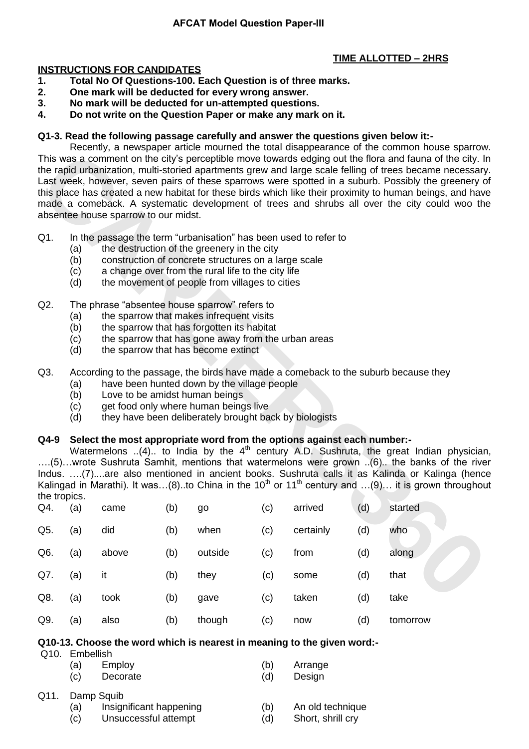# AFCAT Model Question Paper-III

**TIME ALLOTTED – 2HRS**

**INSTRUCTIONS FOR CANDIDATES**

1. **Total No Of Questions-100. Each Question is of three marks.**
2. **One mark will be deducted for every wrong answer.**
3. **No mark will be deducted for un-attempted questions.**
4. **Do not write on the Question Paper or make any mark on it.**

**Q1-3. Read the following passage carefully and answer the questions given below it:-**

Recently, a newspaper article mourned the total disappearance of the common house sparrow. This was a comment on the city's perceptible move towards edging out the flora and fauna of the city. In the rapid urbanization, multi-storied apartments grew and large scale felling of trees became necessary. Last week, however, seven pairs of these sparrows were spotted in a suburb. Possibly the greenery of this place has created a new habitat for these birds which like their proximity to human beings, and have made a comeback. A systematic development of trees and shrubs all over the city could woo the absentee house sparrow to our midst.

Q1. In the passage the term "urbanisation" has been used to refer to
- (a) the destruction of the greenery in the city
- (b) construction of concrete structures on a large scale
- (c) a change over from the rural life to the city life
- (d) the movement of people from villages to cities

Q2. The phrase "absentee house sparrow" refers to
- (a) the sparrow that makes infrequent visits
- (b) the sparrow that has forgotten its habitat
- (c) the sparrow that has gone away from the urban areas
- (d) the sparrow that has become extinct

Q3. According to the passage, the birds have made a comeback to the suburb because they
- (a) have been hunted down by the village people
- (b) Love to be amidst human beings
- (c) get food only where human beings live
- (d) they have been deliberately brought back by biologists

**Q4-9 Select the most appropriate word from the options against each number:-**

Watermelons ..(4).. to India by the 4th century A.D. Sushruta, the great Indian physician, ….(5)…wrote Sushruta Samhit, mentions that watermelons were grown ..(6).. the banks of the river Indus. ….(7)....are also mentioned in ancient books. Sushruta calls it as Kalinda or Kalinga (hence Kalingad in Marathi). It was…(8)..to China in the 10th or 11th century and …(9)… it is grown throughout the tropics.

| Q4. | (a) | came | (b) | go | (c) | arrived | (d) | started |
|---|---|---|---|---|---|---|---|---|
| Q5. | (a) | did | (b) | when | (c) | certainly | (d) | who |
| Q6. | (a) | above | (b) | outside | (c) | from | (d) | along |
| Q7. | (a) | it | (b) | they | (c) | some | (d) | that |
| Q8. | (a) | took | (b) | gave | (c) | taken | (d) | take |
| Q9. | (a) | also | (b) | though | (c) | now | (d) | tomorrow |

**Q10-13. Choose the word which is nearest in meaning to the given word:-**

Q10. Embellish
- (a) Employ
- (b) Arrange
- (c) Decorate
- (d) Design

Q11. Damp Squib
- (a) Insignificant happening
- (b) An old technique
- (c) Unsuccessful attempt
- (d) Short, shrill cry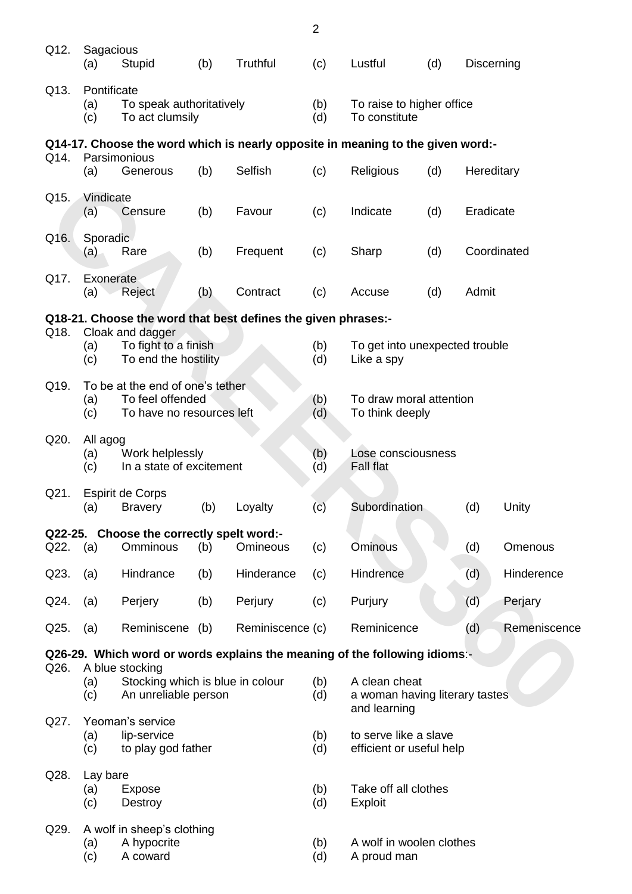Q12. Sagacious
(a) Stupid (b) Truthful (c) Lustful (d) Discerning

Q13. Pontificate
(a) To speak authoritatively (b) To raise to higher office
(c) To act clumsily (d) To constitute

**Q14-17. Choose the word which is nearly opposite in meaning to the given word:-**

Q14. Parsimonious
(a) Generous (b) Selfish (c) Religious (d) Hereditary

Q15. Vindicate
(a) Censure (b) Favour (c) Indicate (d) Eradicate

Q16. Sporadic
(a) Rare (b) Frequent (c) Sharp (d) Coordinated

Q17. Exonerate
(a) Reject (b) Contract (c) Accuse (d) Admit

**Q18-21. Choose the word that best defines the given phrases:-**

Q18. Cloak and dagger
(a) To fight to a finish (b) To get into unexpected trouble
(c) To end the hostility (d) Like a spy

Q19. To be at the end of one's tether
(a) To feel offended (b) To draw moral attention
(c) To have no resources left (d) To think deeply

Q20. All agog
(a) Work helplessly (b) Lose consciousness
(c) In a state of excitement (d) Fall flat

Q21. Espirit de Corps
(a) Bravery (b) Loyalty (c) Subordination (d) Unity

**Q22-25. Choose the correctly spelt word:-**

Q22. (a) Omminous (b) Omineous (c) Ominous (d) Omenous

Q23. (a) Hindrance (b) Hinderance (c) Hindrence (d) Hinderence

Q24. (a) Perjery (b) Perjury (c) Purjury (d) Perjary

Q25. (a) Reminiscene (b) Reminiscence (c) Reminicence (d) Remeniscence

**Q26-29. Which word or words explains the meaning of the following idioms:-**

Q26. A blue stocking
(a) Stocking which is blue in colour (b) A clean cheat
(c) An unreliable person (d) a woman having literary tastes and learning

Q27. Yeoman's service
(a) lip-service (b) to serve like a slave
(c) to play god father (d) efficient or useful help

Q28. Lay bare
(a) Expose (b) Take off all clothes
(c) Destroy (d) Exploit

Q29. A wolf in sheep's clothing
(a) A hypocrite (b) A wolf in woolen clothes
(c) A coward (d) A proud man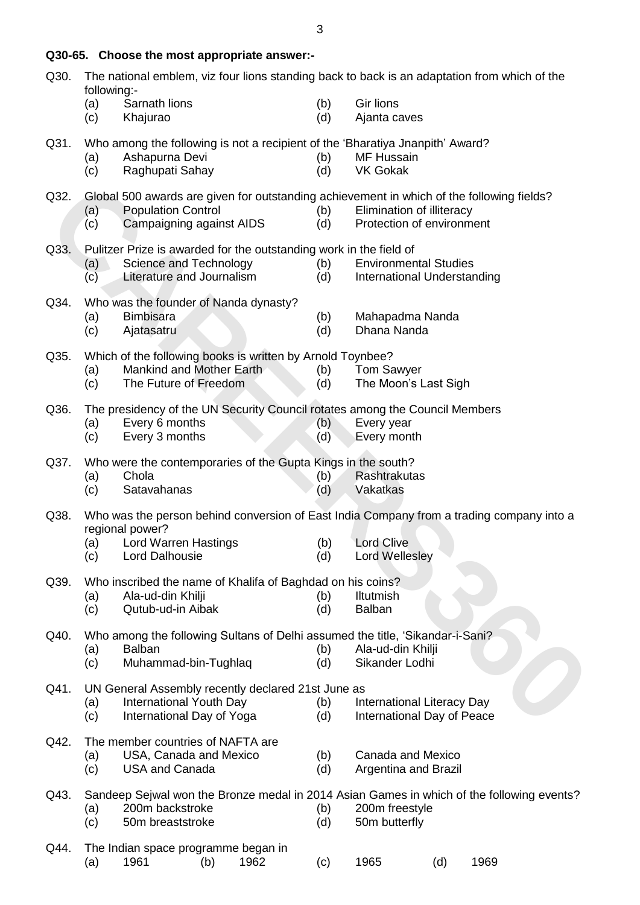**Q30-65. Choose the most appropriate answer:-**

Q30. The national emblem, viz four lions standing back to back is an adaptation from which of the following:-
- (a) Sarnath lions
- (b) Gir lions
- (c) Khajurao
- (d) Ajanta caves

Q31. Who among the following is not a recipient of the 'Bharatiya Jnanpith' Award?
- (a) Ashapurna Devi
- (b) MF Hussain
- (c) Raghupati Sahay
- (d) VK Gokak

Q32. Global 500 awards are given for outstanding achievement in which of the following fields?
- (a) Population Control
- (b) Elimination of illiteracy
- (c) Campaigning against AIDS
- (d) Protection of environment

Q33. Pulitzer Prize is awarded for the outstanding work in the field of
- (a) Science and Technology
- (b) Environmental Studies
- (c) Literature and Journalism
- (d) International Understanding

Q34. Who was the founder of Nanda dynasty?
- (a) Bimbisara
- (b) Mahapadma Nanda
- (c) Ajatasatru
- (d) Dhana Nanda

Q35. Which of the following books is written by Arnold Toynbee?
- (a) Mankind and Mother Earth
- (b) Tom Sawyer
- (c) The Future of Freedom
- (d) The Moon's Last Sigh

Q36. The presidency of the UN Security Council rotates among the Council Members
- (a) Every 6 months
- (b) Every year
- (c) Every 3 months
- (d) Every month

Q37. Who were the contemporaries of the Gupta Kings in the south?
- (a) Chola
- (b) Rashtrakutas
- (c) Satavahanas
- (d) Vakatkas

Q38. Who was the person behind conversion of East India Company from a trading company into a regional power?
- (a) Lord Warren Hastings
- (b) Lord Clive
- (c) Lord Dalhousie
- (d) Lord Wellesley

Q39. Who inscribed the name of Khalifa of Baghdad on his coins?
- (a) Ala-ud-din Khilji
- (b) Iltutmish
- (c) Qutub-ud-in Aibak
- (d) Balban

Q40. Who among the following Sultans of Delhi assumed the title, 'Sikandar-i-Sani?
- (a) Balban
- (b) Ala-ud-din Khilji
- (c) Muhammad-bin-Tughlaq
- (d) Sikander Lodhi

Q41. UN General Assembly recently declared 21st June as
- (a) International Youth Day
- (b) International Literacy Day
- (c) International Day of Yoga
- (d) International Day of Peace

Q42. The member countries of NAFTA are
- (a) USA, Canada and Mexico
- (b) Canada and Mexico
- (c) USA and Canada
- (d) Argentina and Brazil

Q43. Sandeep Sejwal won the Bronze medal in 2014 Asian Games in which of the following events?
- (a) 200m backstroke
- (b) 200m freestyle
- (c) 50m breaststroke
- (d) 50m butterfly

Q44. The Indian space programme began in
- (a) 1961
- (b) 1962
- (c) 1965
- (d) 1969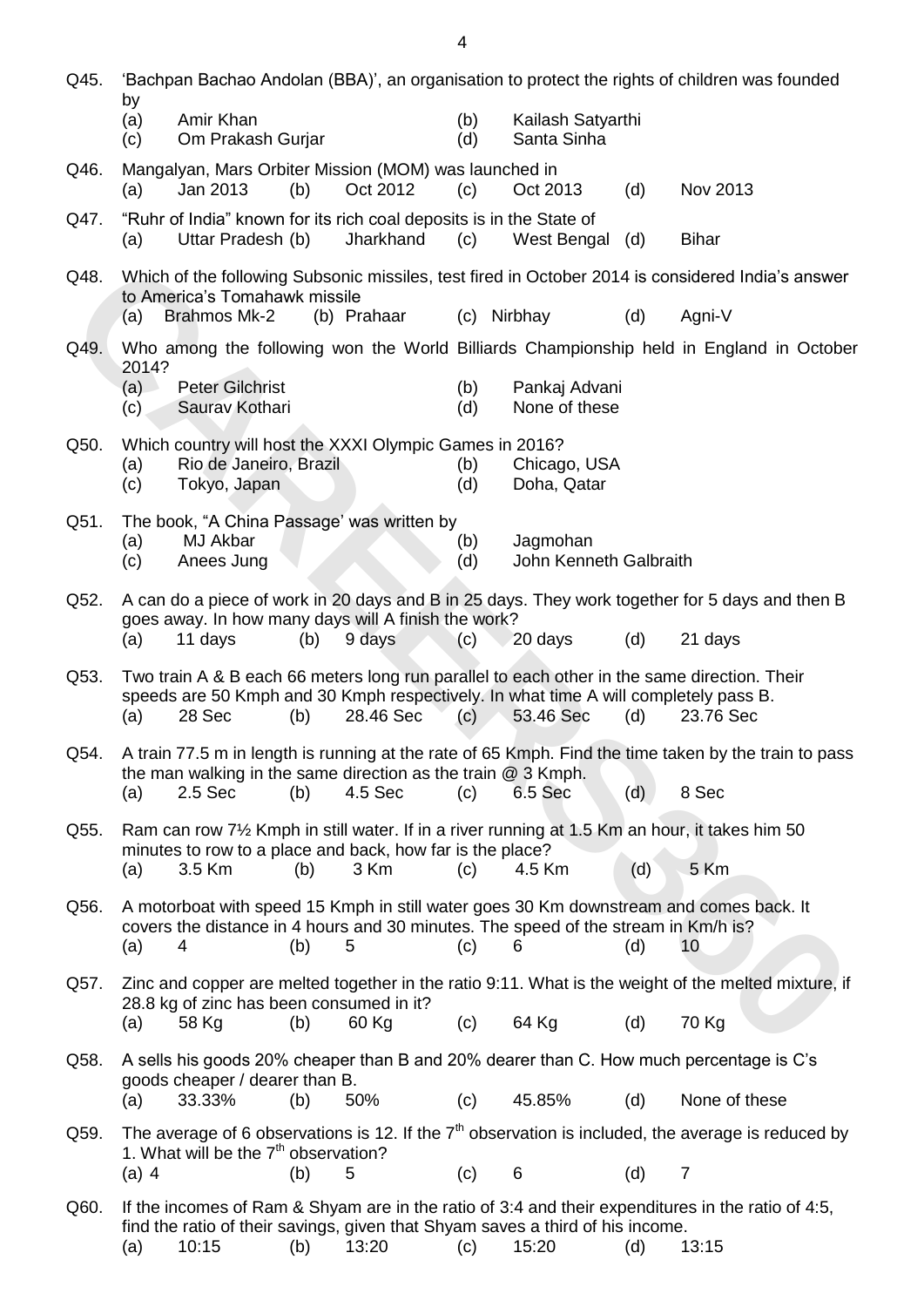Q45. 'Bachpan Bachao Andolan (BBA)', an organisation to protect the rights of children was founded by

(a) Amir Khan (b) Kailash Satyarthi
(c) Om Prakash Gurjar (d) Santa Sinha

Q46. Mangalyan, Mars Orbiter Mission (MOM) was launched in

(a) Jan 2013 (b) Oct 2012 (c) Oct 2013 (d) Nov 2013

Q47. "Ruhr of India" known for its rich coal deposits is in the State of

(a) Uttar Pradesh (b) Jharkhand (c) West Bengal (d) Bihar

Q48. Which of the following Subsonic missiles, test fired in October 2014 is considered India's answer to America's Tomahawk missile

(a) Brahmos Mk-2 (b) Prahaar (c) Nirbhay (d) Agni-V

Q49. Who among the following won the World Billiards Championship held in England in October 2014?

(a) Peter Gilchrist (b) Pankaj Advani
(c) Saurav Kothari (d) None of these

Q50. Which country will host the XXXI Olympic Games in 2016?

(a) Rio de Janeiro, Brazil (b) Chicago, USA
(c) Tokyo, Japan (d) Doha, Qatar

Q51. The book, "A China Passage' was written by

(a) MJ Akbar (b) Jagmohan
(c) Anees Jung (d) John Kenneth Galbraith

Q52. A can do a piece of work in 20 days and B in 25 days. They work together for 5 days and then B goes away. In how many days will A finish the work?

(a) 11 days (b) 9 days (c) 20 days (d) 21 days

Q53. Two train A & B each 66 meters long run parallel to each other in the same direction. Their speeds are 50 Kmph and 30 Kmph respectively. In what time A will completely pass B.

(a) 28 Sec (b) 28.46 Sec (c) 53.46 Sec (d) 23.76 Sec

Q54. A train 77.5 m in length is running at the rate of 65 Kmph. Find the time taken by the train to pass the man walking in the same direction as the train @ 3 Kmph.

(a) 2.5 Sec (b) 4.5 Sec (c) 6.5 Sec (d) 8 Sec

Q55. Ram can row 7½ Kmph in still water. If in a river running at 1.5 Km an hour, it takes him 50 minutes to row to a place and back, how far is the place?

(a) 3.5 Km (b) 3 Km (c) 4.5 Km (d) 5 Km

Q56. A motorboat with speed 15 Kmph in still water goes 30 Km downstream and comes back. It covers the distance in 4 hours and 30 minutes. The speed of the stream in Km/h is?

(a) 4 (b) 5 (c) 6 (d) 10

Q57. Zinc and copper are melted together in the ratio 9:11. What is the weight of the melted mixture, if 28.8 kg of zinc has been consumed in it?

(a) 58 Kg (b) 60 Kg (c) 64 Kg (d) 70 Kg

Q58. A sells his goods 20% cheaper than B and 20% dearer than C. How much percentage is C's goods cheaper / dearer than B.

(a) 33.33% (b) 50% (c) 45.85% (d) None of these

Q59. The average of 6 observations is 12. If the $7^{th}$ observation is included, the average is reduced by 1. What will be the $7^{th}$ observation?

(a) 4 (b) 5 (c) 6 (d) 7

Q60. If the incomes of Ram & Shyam are in the ratio of 3:4 and their expenditures in the ratio of 4:5, find the ratio of their savings, given that Shyam saves a third of his income.

(a) 10:15 (b) 13:20 (c) 15:20 (d) 13:15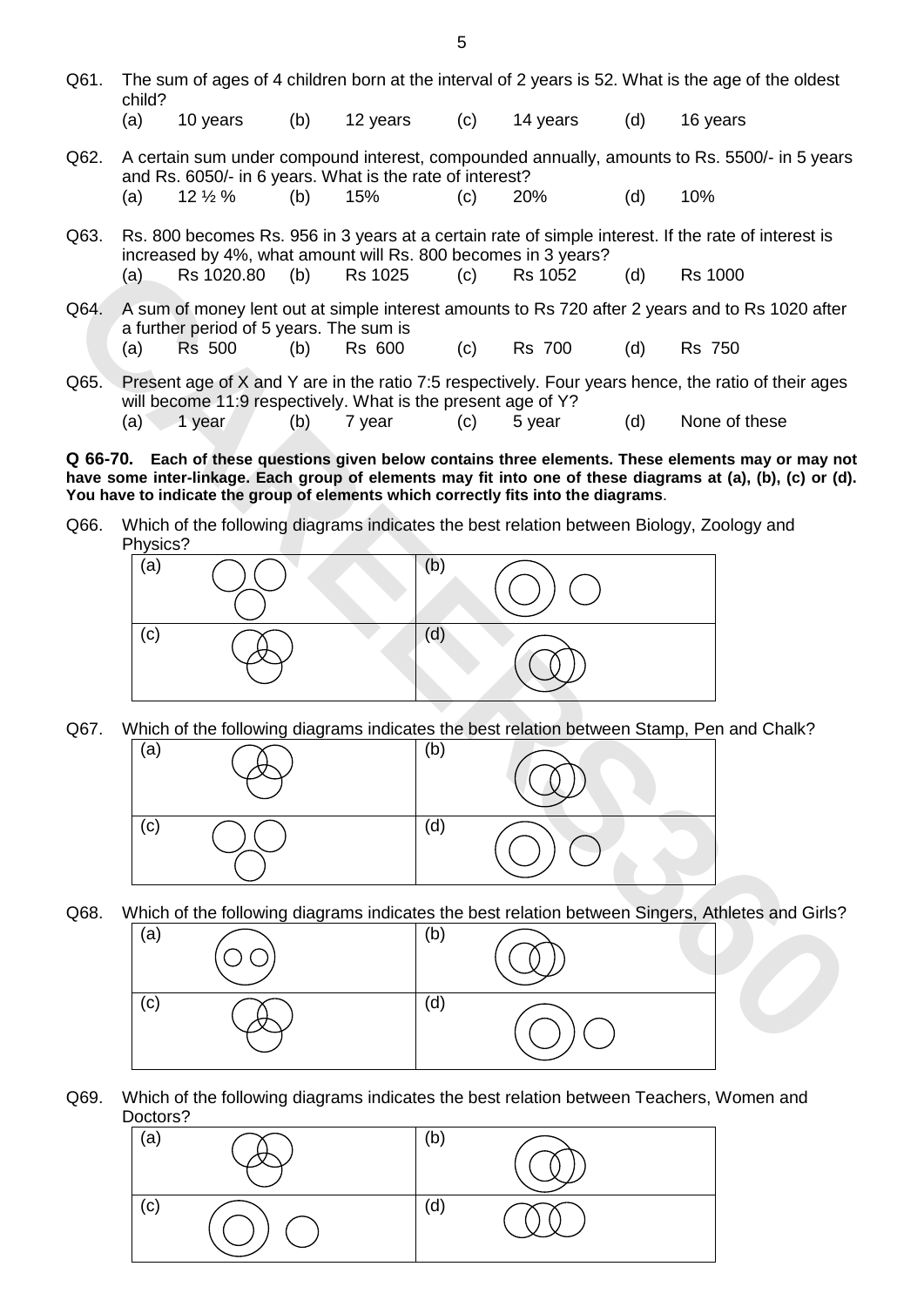Q61. The sum of ages of 4 children born at the interval of 2 years is 52. What is the age of the oldest child?

(a) 10 years (b) 12 years (c) 14 years (d) 16 years

Q62. A certain sum under compound interest, compounded annually, amounts to Rs. 5500/- in 5 years and Rs. 6050/- in 6 years. What is the rate of interest?

(a) 12 ½ % (b) 15% (c) 20% (d) 10%

Q63. Rs. 800 becomes Rs. 956 in 3 years at a certain rate of simple interest. If the rate of interest is increased by 4%, what amount will Rs. 800 becomes in 3 years?

(a) Rs 1020.80 (b) Rs 1025 (c) Rs 1052 (d) Rs 1000

Q64. A sum of money lent out at simple interest amounts to Rs 720 after 2 years and to Rs 1020 after a further period of 5 years. The sum is

(a) Rs 500 (b) Rs 600 (c) Rs 700 (d) Rs 750

Q65. Present age of X and Y are in the ratio 7:5 respectively. Four years hence, the ratio of their ages will become 11:9 respectively. What is the present age of Y?

(a) 1 year (b) 7 year (c) 5 year (d) None of these

**Q 66-70. Each of these questions given below contains three elements. These elements may or may not have some inter-linkage. Each group of elements may fit into one of these diagrams at (a), (b), (c) or (d). You have to indicate the group of elements which correctly fits into the diagrams**.

Q66. Which of the following diagrams indicates the best relation between Biology, Zoology and Physics?

(a) (b)

(c) (d)

Q67. Which of the following diagrams indicates the best relation between Stamp, Pen and Chalk?

(a) (b)

(c) (d)

Q68. Which of the following diagrams indicates the best relation between Singers, Athletes and Girls?

(a) (b)

(c) (d)

Q69. Which of the following diagrams indicates the best relation between Teachers, Women and Doctors?

(a) (b)

(c) (d)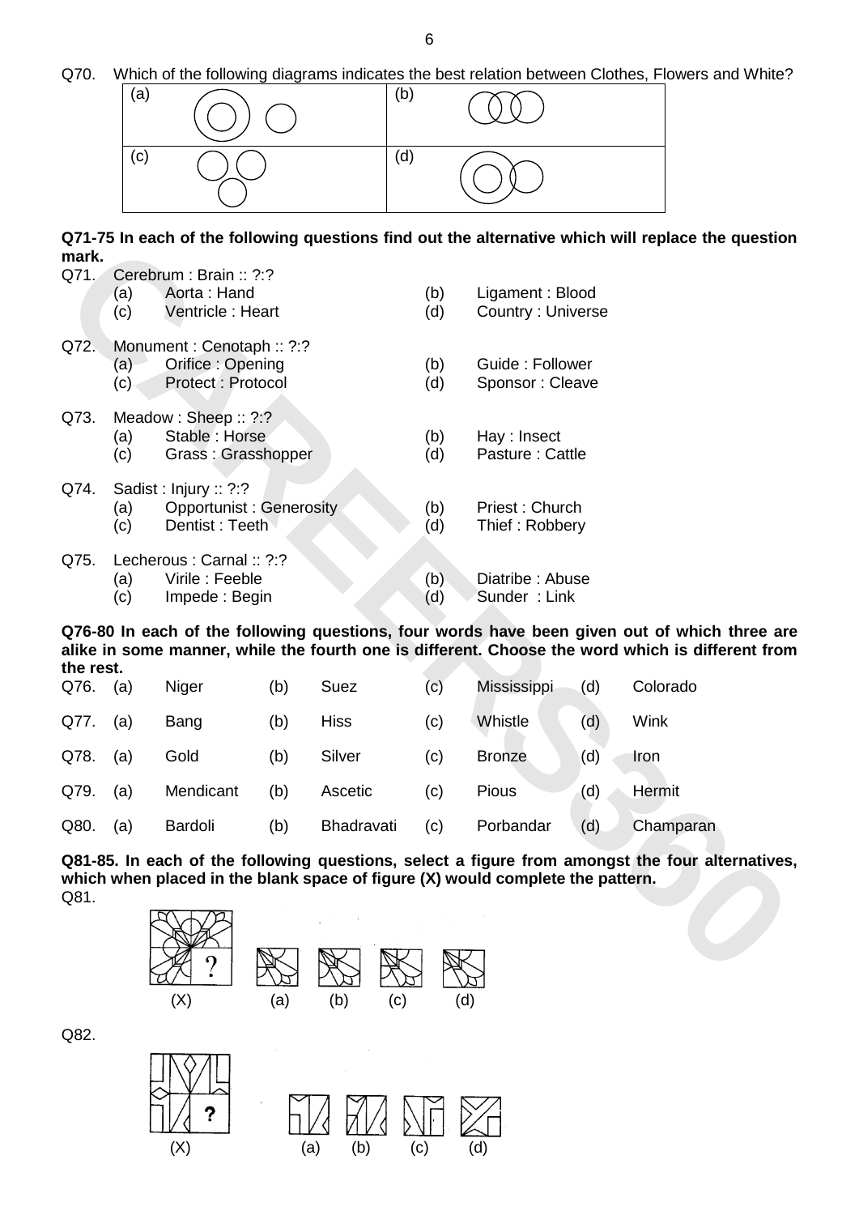Q70. Which of the following diagrams indicates the best relation between Clothes, Flowers and White?

| (a) | (b) |
|---|---|
| (c) | (d) |

**Q71-75 In each of the following questions find out the alternative which will replace the question mark.**

Q71. Cerebrum : Brain :: ?:?

(a) Aorta : Hand
(b) Ligament : Blood
(c) Ventricle : Heart
(d) Country : Universe

Q72. Monument : Cenotaph :: ?:?

(a) Orifice : Opening
(b) Guide : Follower
(c) Protect : Protocol
(d) Sponsor : Cleave

Q73. Meadow : Sheep :: ?:?

(a) Stable : Horse
(b) Hay : Insect
(c) Grass : Grasshopper
(d) Pasture : Cattle

Q74. Sadist : Injury :: ?:?

(a) Opportunist : Generosity
(b) Priest : Church
(c) Dentist : Teeth
(d) Thief : Robbery

Q75. Lecherous : Carnal :: ?:?

(a) Virile : Feeble
(b) Diatribe : Abuse
(c) Impede : Begin
(d) Sunder : Link

**Q76-80 In each of the following questions, four words have been given out of which three are alike in some manner, while the fourth one is different. Choose the word which is different from the rest.**

Q76. (a) Niger (b) Suez (c) Mississippi (d) Colorado

Q77. (a) Bang (b) Hiss (c) Whistle (d) Wink

Q78. (a) Gold (b) Silver (c) Bronze (d) Iron

Q79. (a) Mendicant (b) Ascetic (c) Pious (d) Hermit

Q80. (a) Bardoli (b) Bhadravati (c) Porbandar (d) Champaran

**Q81-85. In each of the following questions, select a figure from amongst the four alternatives, which when placed in the blank space of figure (X) would complete the pattern.**

Q81.

(X) (a) (b) (c) (d)

Q82.

(X) (a) (b) (c) (d)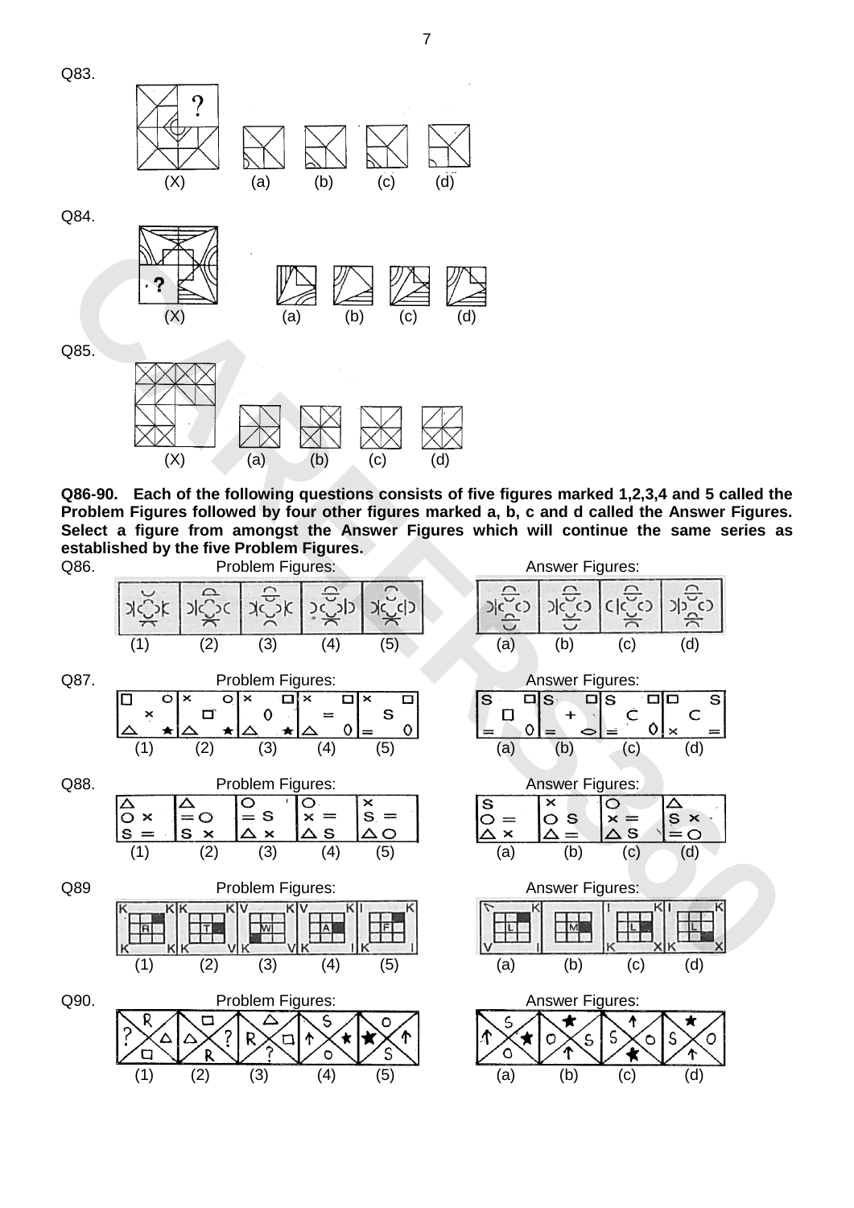Q83.

(X) (a) (b) (c) (d)

Q84.

(X) (a) (b) (c) (d)

Q85.

(X) (a) (b) (c) (d)

**Q86-90. Each of the following questions consists of five figures marked 1,2,3,4 and 5 called the Problem Figures followed by four other figures marked a, b, c and d called the Answer Figures. Select a figure from amongst the Answer Figures which will continue the same series as established by the five Problem Figures.**

Q86. Problem Figures: Answer Figures:

(1) (2) (3) (4) (5) (a) (b) (c) (d)

Q87. Problem Figures: Answer Figures:

(1) (2) (3) (4) (5) (a) (b) (c) (d)

Q88. Problem Figures: Answer Figures:

(1) (2) (3) (4) (5) (a) (b) (c) (d)

Q89 Problem Figures: Answer Figures:

(1) (2) (3) (4) (5) (a) (b) (c) (d)

Q90. Problem Figures: Answer Figures:

(1) (2) (3) (4) (5) (a) (b) (c) (d)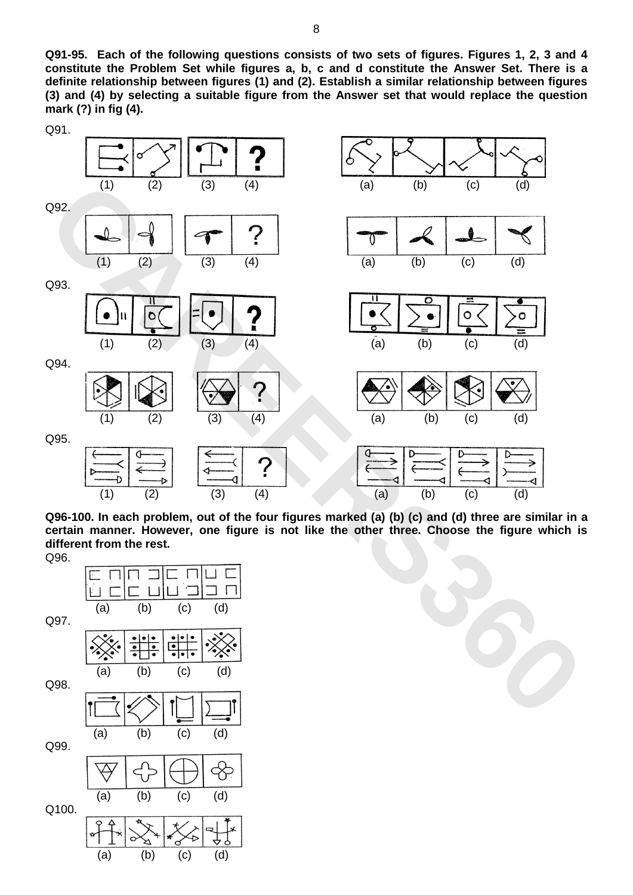**Q91-95. Each of the following questions consists of two sets of figures. Figures 1, 2, 3 and 4 constitute the Problem Set while figures a, b, c and d constitute the Answer Set. There is a definite relationship between figures (1) and (2). Establish a similar relationship between figures (3) and (4) by selecting a suitable figure from the Answer set that would replace the question mark (?) in fig (4).**

Q91.

(1) (2) (3) (4) (a) (b) (c) (d)

Q92.

(1) (2) (3) (4) (a) (b) (c) (d)

Q93.

(1) (2) (3) (4) (a) (b) (c) (d)

Q94.

(1) (2) (3) (4) (a) (b) (c) (d)

Q95.

(1) (2) (3) (4) (a) (b) (c) (d)

**Q96-100. In each problem, out of the four figures marked (a) (b) (c) and (d) three are similar in a certain manner. However, one figure is not like the other three. Choose the figure which is different from the rest.**

Q96.

(a) (b) (c) (d)

Q97.

(a) (b) (c) (d)

Q98.

(a) (b) (c) (d)

Q99.

(a) (b) (c) (d)

Q100.

(a) (b) (c) (d)